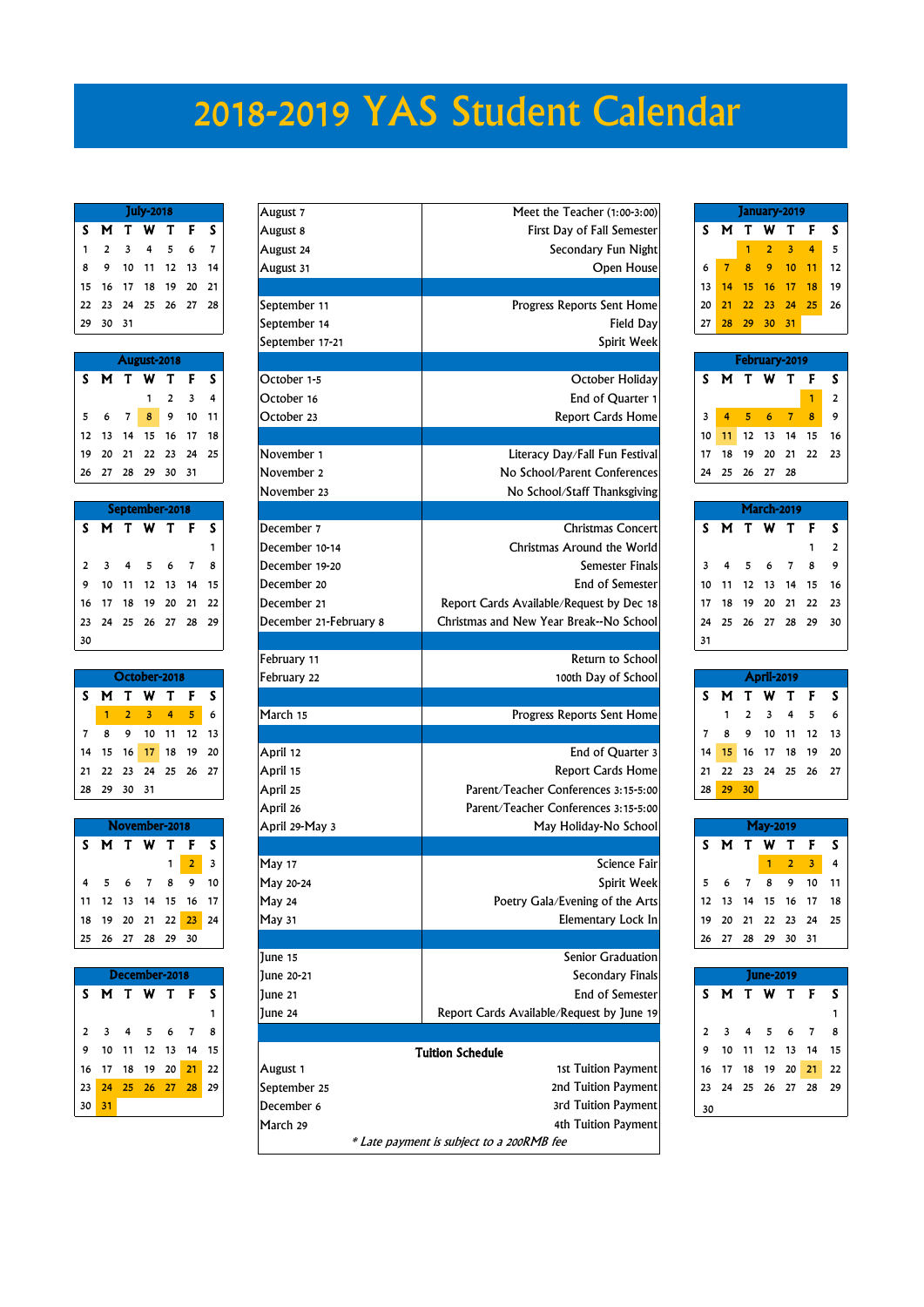# 2018-2019 YAS Student Calendar

## July-2018

| S | M | T | W | T | F | S |
|---|---|---|---|---|---|---|
| 1 | 2 | 3 | 4 | 5 | 6 | 7 |
| 8 | 9 | 10 | 11 | 12 | 13 | 14 |
| 15 | 16 | 17 | 18 | 19 | 20 | 21 |
| 22 | 23 | 24 | 25 | 26 | 27 | 28 |
| 29 | 30 | 31 | | | | |

## August-2018

| S | M | T | W | T | F | S |
|---|---|---|---|---|---|---|
| | | | 1 | 2 | 3 | 4 |
| 5 | 6 | 7 | 8 | 9 | 10 | 11 |
| 12 | 13 | 14 | 15 | 16 | 17 | 18 |
| 19 | 20 | 21 | 22 | 23 | 24 | 25 |
| 26 | 27 | 28 | 29 | 30 | 31 | |

## September-2018

| S | M | T | W | T | F | S |
|---|---|---|---|---|---|---|
| | | | | | | 1 |
| 2 | 3 | 4 | 5 | 6 | 7 | 8 |
| 9 | 10 | 11 | 12 | 13 | 14 | 15 |
| 16 | 17 | 18 | 19 | 20 | 21 | 22 |
| 23 | 24 | 25 | 26 | 27 | 28 | 29 |
| 30 | | | | | | |

## October-2018

| S | M | T | W | T | F | S |
|---|---|---|---|---|---|---|
| | 1 | 2 | 3 | 4 | 5 | 6 |
| 7 | 8 | 9 | 10 | 11 | 12 | 13 |
| 14 | 15 | 16 | 17 | 18 | 19 | 20 |
| 21 | 22 | 23 | 24 | 25 | 26 | 27 |
| 28 | 29 | 30 | 31 | | | |

## November-2018

| S | M | T | W | T | F | S |
|---|---|---|---|---|---|---|
| | | | | 1 | 2 | 3 |
| 4 | 5 | 6 | 7 | 8 | 9 | 10 |
| 11 | 12 | 13 | 14 | 15 | 16 | 17 |
| 18 | 19 | 20 | 21 | 22 | 23 | 24 |
| 25 | 26 | 27 | 28 | 29 | 30 | |

## December-2018

| S | M | T | W | T | F | S |
|---|---|---|---|---|---|---|
| | | | | | | 1 |
| 2 | 3 | 4 | 5 | 6 | 7 | 8 |
| 9 | 10 | 11 | 12 | 13 | 14 | 15 |
| 16 | 17 | 18 | 19 | 20 | 21 | 22 |
| 23 | 24 | 25 | 26 | 27 | 28 | 29 |
| 30 | 31 | | | | | |

## Events

| Date | Event |
|---|---|
| August 7 | Meet the Teacher (1:00-3:00) |
| August 8 | First Day of Fall Semester |
| August 24 | Secondary Fun Night |
| August 31 | Open House |
| September 11 | Progress Reports Sent Home |
| September 14 | Field Day |
| September 17-21 | Spirit Week |
| October 1-5 | October Holiday |
| October 16 | End of Quarter 1 |
| October 23 | Report Cards Home |
| November 1 | Literacy Day/Fall Fun Festival |
| November 2 | No School/Parent Conferences |
| November 23 | No School/Staff Thanksgiving |
| December 7 | Christmas Concert |
| December 10-14 | Christmas Around the World |
| December 19-20 | Semester Finals |
| December 20 | End of Semester |
| December 21 | Report Cards Available/Request by Dec 18 |
| December 21-February 8 | Christmas and New Year Break--No School |
| February 11 | Return to School |
| February 22 | 100th Day of School |
| March 15 | Progress Reports Sent Home |
| April 12 | End of Quarter 3 |
| April 15 | Report Cards Home |
| April 25 | Parent/Teacher Conferences 3:15-5:00 |
| April 26 | Parent/Teacher Conferences 3:15-5:00 |
| April 29-May 3 | May Holiday-No School |
| May 17 | Science Fair |
| May 20-24 | Spirit Week |
| May 24 | Poetry Gala/Evening of the Arts |
| May 31 | Elementary Lock In |
| June 15 | Senior Graduation |
| June 20-21 | Secondary Finals |
| June 21 | End of Semester |
| June 24 | Report Cards Available/Request by June 19 |

## Tuition Schedule

| Date | Payment |
|---|---|
| August 1 | 1st Tuition Payment |
| September 25 | 2nd Tuition Payment |
| December 6 | 3rd Tuition Payment |
| March 29 | 4th Tuition Payment |

*\* Late payment is subject to a 200RMB fee*

## January-2019

| S | M | T | W | T | F | S |
|---|---|---|---|---|---|---|
| | | 1 | 2 | 3 | 4 | 5 |
| 6 | 7 | 8 | 9 | 10 | 11 | 12 |
| 13 | 14 | 15 | 16 | 17 | 18 | 19 |
| 20 | 21 | 22 | 23 | 24 | 25 | 26 |
| 27 | 28 | 29 | 30 | 31 | | |

## February-2019

| S | M | T | W | T | F | S |
|---|---|---|---|---|---|---|
| | | | | | 1 | 2 |
| 3 | 4 | 5 | 6 | 7 | 8 | 9 |
| 10 | 11 | 12 | 13 | 14 | 15 | 16 |
| 17 | 18 | 19 | 20 | 21 | 22 | 23 |
| 24 | 25 | 26 | 27 | 28 | | |

## March-2019

| S | M | T | W | T | F | S |
|---|---|---|---|---|---|---|
| | | | | | 1 | 2 |
| 3 | 4 | 5 | 6 | 7 | 8 | 9 |
| 10 | 11 | 12 | 13 | 14 | 15 | 16 |
| 17 | 18 | 19 | 20 | 21 | 22 | 23 |
| 24 | 25 | 26 | 27 | 28 | 29 | 30 |
| 31 | | | | | | |

## April-2019

| S | M | T | W | T | F | S |
|---|---|---|---|---|---|---|
| | 1 | 2 | 3 | 4 | 5 | 6 |
| 7 | 8 | 9 | 10 | 11 | 12 | 13 |
| 14 | 15 | 16 | 17 | 18 | 19 | 20 |
| 21 | 22 | 23 | 24 | 25 | 26 | 27 |
| 28 | 29 | 30 | | | | |

## May-2019

| S | M | T | W | T | F | S |
|---|---|---|---|---|---|---|
| | | | 1 | 2 | 3 | 4 |
| 5 | 6 | 7 | 8 | 9 | 10 | 11 |
| 12 | 13 | 14 | 15 | 16 | 17 | 18 |
| 19 | 20 | 21 | 22 | 23 | 24 | 25 |
| 26 | 27 | 28 | 29 | 30 | 31 | |

## June-2019

| S | M | T | W | T | F | S |
|---|---|---|---|---|---|---|
| | | | | | | 1 |
| 2 | 3 | 4 | 5 | 6 | 7 | 8 |
| 9 | 10 | 11 | 12 | 13 | 14 | 15 |
| 16 | 17 | 18 | 19 | 20 | 21 | 22 |
| 23 | 24 | 25 | 26 | 27 | 28 | 29 |
| 30 | | | | | | |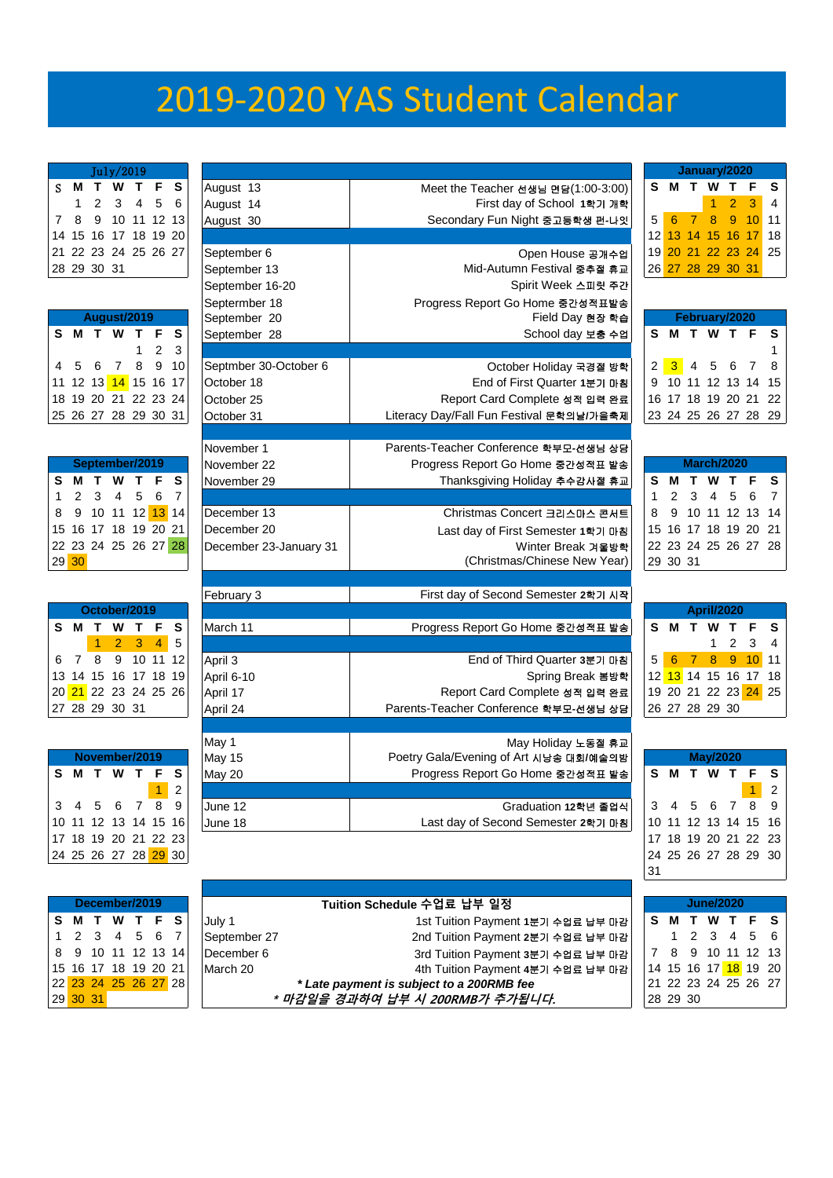# 2019-2020 YAS Student Calendar

**July/2019**

| S | M | T | W | T | F | S |
|---|---|---|---|---|---|---|
| | 1 | 2 | 3 | 4 | 5 | 6 |
| 7 | 8 | 9 | 10 | 11 | 12 | 13 |
| 14 | 15 | 16 | 17 | 18 | 19 | 20 |
| 21 | 22 | 23 | 24 | 25 | 26 | 27 |
| 28 | 29 | 30 | 31 | | | |

**August/2019**

| S | M | T | W | T | F | S |
|---|---|---|---|---|---|---|
| | | | | 1 | 2 | 3 |
| 4 | 5 | 6 | 7 | 8 | 9 | 10 |
| 11 | 12 | 13 | 14 | 15 | 16 | 17 |
| 18 | 19 | 20 | 21 | 22 | 23 | 24 |
| 25 | 26 | 27 | 28 | 29 | 30 | 31 |

**September/2019**

| S | M | T | W | T | F | S |
|---|---|---|---|---|---|---|
| 1 | 2 | 3 | 4 | 5 | 6 | 7 |
| 8 | 9 | 10 | 11 | 12 | 13 | 14 |
| 15 | 16 | 17 | 18 | 19 | 20 | 21 |
| 22 | 23 | 24 | 25 | 26 | 27 | 28 |
| 29 | 30 | | | | | |

**October/2019**

| S | M | T | W | T | F | S |
|---|---|---|---|---|---|---|
| | | 1 | 2 | 3 | 4 | 5 |
| 6 | 7 | 8 | 9 | 10 | 11 | 12 |
| 13 | 14 | 15 | 16 | 17 | 18 | 19 |
| 20 | 21 | 22 | 23 | 24 | 25 | 26 |
| 27 | 28 | 29 | 30 | 31 | | |

**November/2019**

| S | M | T | W | T | F | S |
|---|---|---|---|---|---|---|
| | | | | | 1 | 2 |
| 3 | 4 | 5 | 6 | 7 | 8 | 9 |
| 10 | 11 | 12 | 13 | 14 | 15 | 16 |
| 17 | 18 | 19 | 20 | 21 | 22 | 23 |
| 24 | 25 | 26 | 27 | 28 | 29 | 30 |

**December/2019**

| S | M | T | W | T | F | S |
|---|---|---|---|---|---|---|
| 1 | 2 | 3 | 4 | 5 | 6 | 7 |
| 8 | 9 | 10 | 11 | 12 | 13 | 14 |
| 15 | 16 | 17 | 18 | 19 | 20 | 21 |
| 22 | 23 | 24 | 25 | 26 | 27 | 28 |
| 29 | 30 | 31 | | | | |

| | |
|---|---|
| August 13 | Meet the Teacher 선생님 면담(1:00-3:00) |
| August 14 | First day of School 1학기 개학 |
| August 30 | Secondary Fun Night 중고등학생 펀-나잇 |
| September 6 | Open House 공개수업 |
| September 13 | Mid-Autumn Festival 중추절 휴교 |
| September 16-20 | Spirit Week 스피릿 주간 |
| Septermber 18 | Progress Report Go Home 중간성적표발송 |
| September 20 | Field Day 현장 학습 |
| September 28 | School day 보충 수업 |
| Septmber 30-October 6 | October Holiday 국경절 방학 |
| October 18 | End of First Quarter 1분기 마침 |
| October 25 | Report Card Complete 성적 입력 완료 |
| October 31 | Literacy Day/Fall Fun Festival 문학의날/가을축제 |
| November 1 | Parents-Teacher Conference 학부모-선생님 상담 |
| November 22 | Progress Report Go Home 중간성적표 발송 |
| November 29 | Thanksgiving Holiday 추수감사절 휴교 |
| December 13 | Christmas Concert 크리스마스 콘서트 |
| December 20 | Last day of First Semester 1학기 마침 |
| December 23-January 31 | Winter Break 겨울방학 (Christmas/Chinese New Year) |
| February 3 | First day of Second Semester 2학기 시작 |
| March 11 | Progress Report Go Home 중간성적표 발송 |
| April 3 | End of Third Quarter 3분기 마침 |
| April 6-10 | Spring Break 봄방학 |
| April 17 | Report Card Complete 성적 입력 완료 |
| April 24 | Parents-Teacher Conference 학부모-선생님 상담 |
| May 1 | May Holiday 노동절 휴교 |
| May 15 | Poetry Gala/Evening of Art 시낭송 대회/예술의밤 |
| May 20 | Progress Report Go Home 중간성적표 발송 |
| June 12 | Graduation 12학년 졸업식 |
| June 18 | Last day of Second Semester 2학기 마침 |

**Tuition Schedule 수업료 납부 일정**

| | |
|---|---|
| July 1 | 1st Tuition Payment 1분기 수업료 납부 마감 |
| September 27 | 2nd Tuition Payment 2분기 수업료 납부 마감 |
| December 6 | 3rd Tuition Payment 3분기 수업료 납부 마감 |
| March 20 | 4th Tuition Payment 4분기 수업료 납부 마감 |

***Late payment is subject to a 200RMB fee***

**\* 마감일을 경과하여 납부 시 200RMB가 추가됩니다.**

**January/2020**

| S | M | T | W | T | F | S |
|---|---|---|---|---|---|---|
| | | | 1 | 2 | 3 | 4 |
| 5 | 6 | 7 | 8 | 9 | 10 | 11 |
| 12 | 13 | 14 | 15 | 16 | 17 | 18 |
| 19 | 20 | 21 | 22 | 23 | 24 | 25 |
| 26 | 27 | 28 | 29 | 30 | 31 | |

**February/2020**

| S | M | T | W | T | F | S |
|---|---|---|---|---|---|---|
| | | | | | | 1 |
| 2 | 3 | 4 | 5 | 6 | 7 | 8 |
| 9 | 10 | 11 | 12 | 13 | 14 | 15 |
| 16 | 17 | 18 | 19 | 20 | 21 | 22 |
| 23 | 24 | 25 | 26 | 27 | 28 | 29 |

**March/2020**

| S | M | T | W | T | F | S |
|---|---|---|---|---|---|---|
| 1 | 2 | 3 | 4 | 5 | 6 | 7 |
| 8 | 9 | 10 | 11 | 12 | 13 | 14 |
| 15 | 16 | 17 | 18 | 19 | 20 | 21 |
| 22 | 23 | 24 | 25 | 26 | 27 | 28 |
| 29 | 30 | 31 | | | | |

**April/2020**

| S | M | T | W | T | F | S |
|---|---|---|---|---|---|---|
| | | | 1 | 2 | 3 | 4 |
| 5 | 6 | 7 | 8 | 9 | 10 | 11 |
| 12 | 13 | 14 | 15 | 16 | 17 | 18 |
| 19 | 20 | 21 | 22 | 23 | 24 | 25 |
| 26 | 27 | 28 | 29 | 30 | | |

**May/2020**

| S | M | T | W | T | F | S |
|---|---|---|---|---|---|---|
| | | | | | 1 | 2 |
| 3 | 4 | 5 | 6 | 7 | 8 | 9 |
| 10 | 11 | 12 | 13 | 14 | 15 | 16 |
| 17 | 18 | 19 | 20 | 21 | 22 | 23 |
| 24 | 25 | 26 | 27 | 28 | 29 | 30 |
| 31 | | | | | | |

**June/2020**

| S | M | T | W | T | F | S |
|---|---|---|---|---|---|---|
| | 1 | 2 | 3 | 4 | 5 | 6 |
| 7 | 8 | 9 | 10 | 11 | 12 | 13 |
| 14 | 15 | 16 | 17 | 18 | 19 | 20 |
| 21 | 22 | 23 | 24 | 25 | 26 | 27 |
| 28 | 29 | 30 | | | | |